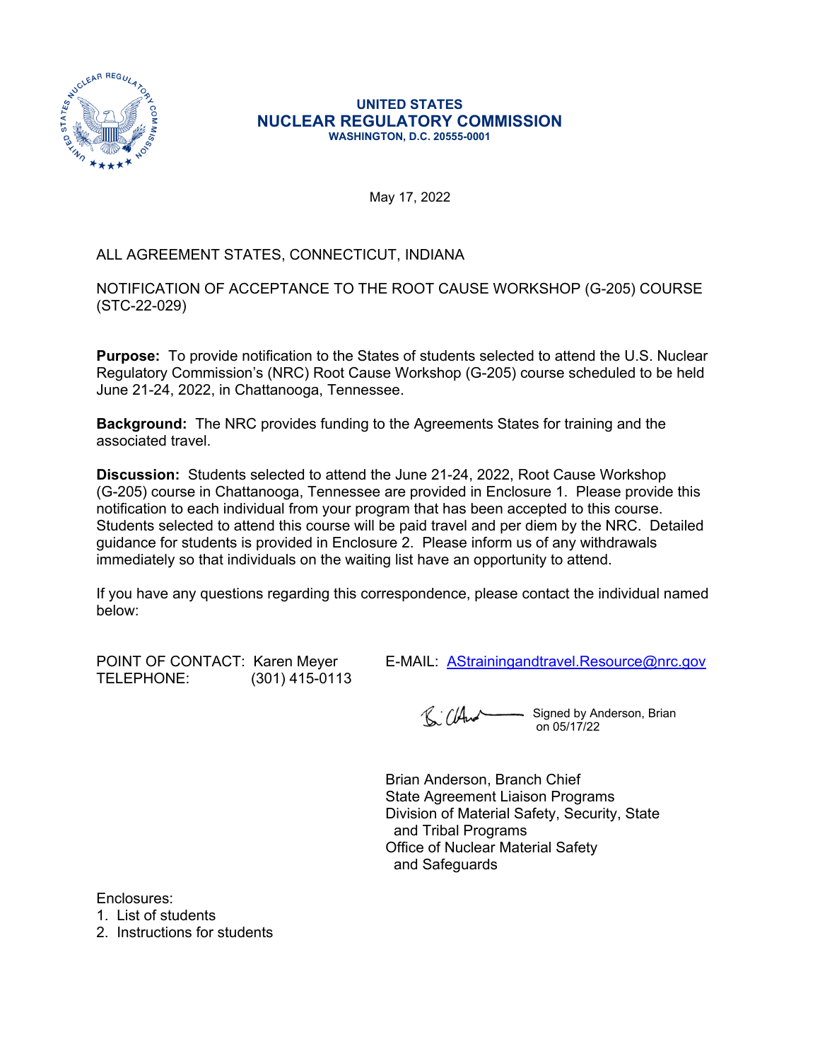**UNITED STATES**
**NUCLEAR REGULATORY COMMISSION**
**WASHINGTON, D.C. 20555-0001**

May 17, 2022

ALL AGREEMENT STATES, CONNECTICUT, INDIANA

NOTIFICATION OF ACCEPTANCE TO THE ROOT CAUSE WORKSHOP (G-205) COURSE (STC-22-029)

**Purpose:** To provide notification to the States of students selected to attend the U.S. Nuclear Regulatory Commission's (NRC) Root Cause Workshop (G-205) course scheduled to be held June 21-24, 2022, in Chattanooga, Tennessee.

**Background:** The NRC provides funding to the Agreements States for training and the associated travel.

**Discussion:** Students selected to attend the June 21-24, 2022, Root Cause Workshop (G-205) course in Chattanooga, Tennessee are provided in Enclosure 1. Please provide this notification to each individual from your program that has been accepted to this course. Students selected to attend this course will be paid travel and per diem by the NRC. Detailed guidance for students is provided in Enclosure 2. Please inform us of any withdrawals immediately so that individuals on the waiting list have an opportunity to attend.

If you have any questions regarding this correspondence, please contact the individual named below:

POINT OF CONTACT: Karen Meyer
TELEPHONE: (301) 415-0113
E-MAIL: AStrainingandtravel.Resource@nrc.gov

Signed by Anderson, Brian on 05/17/22

Brian Anderson, Branch Chief
State Agreement Liaison Programs
Division of Material Safety, Security, State and Tribal Programs
Office of Nuclear Material Safety and Safeguards

Enclosures:
1. List of students
2. Instructions for students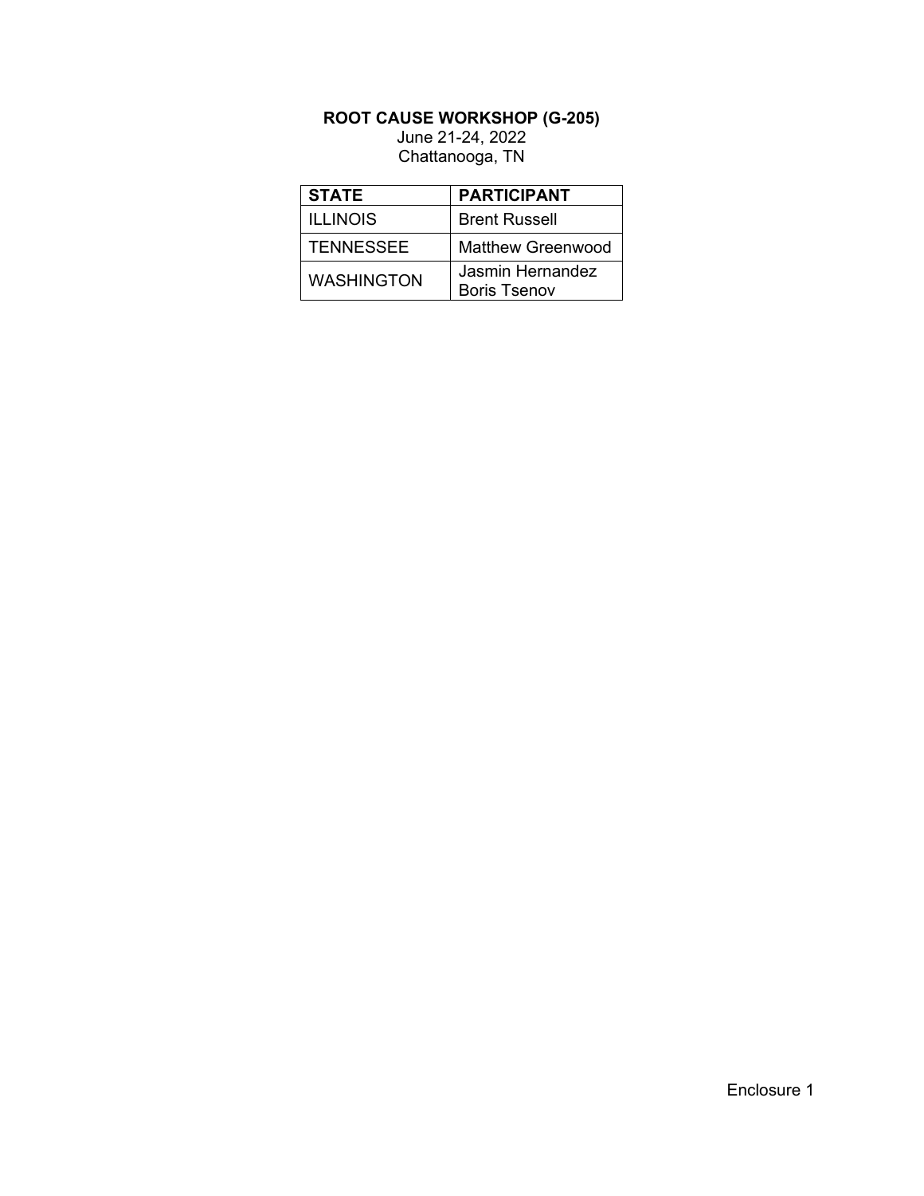**ROOT CAUSE WORKSHOP (G-205)**
June 21-24, 2022
Chattanooga, TN

| STATE | PARTICIPANT |
|---|---|
| ILLINOIS | Brent Russell |
| TENNESSEE | Matthew Greenwood |
| WASHINGTON | Jasmin Hernandez<br>Boris Tsenov |

Enclosure 1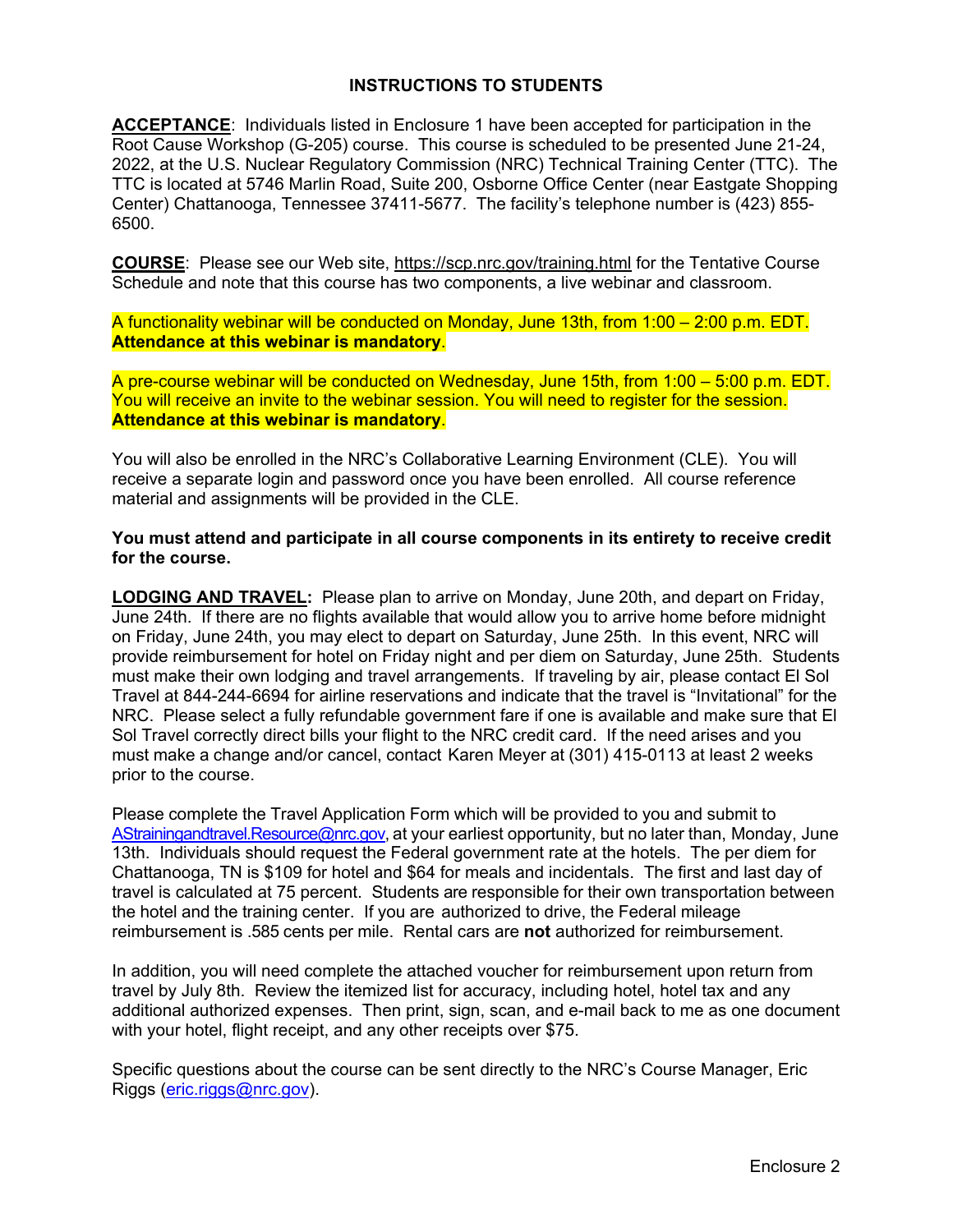# INSTRUCTIONS TO STUDENTS

**ACCEPTANCE**: Individuals listed in Enclosure 1 have been accepted for participation in the Root Cause Workshop (G-205) course. This course is scheduled to be presented June 21-24, 2022, at the U.S. Nuclear Regulatory Commission (NRC) Technical Training Center (TTC). The TTC is located at 5746 Marlin Road, Suite 200, Osborne Office Center (near Eastgate Shopping Center) Chattanooga, Tennessee 37411-5677. The facility's telephone number is (423) 855-6500.

**COURSE**: Please see our Web site, https://scp.nrc.gov/training.html for the Tentative Course Schedule and note that this course has two components, a live webinar and classroom.

A functionality webinar will be conducted on Monday, June 13th, from 1:00 – 2:00 p.m. EDT. **Attendance at this webinar is mandatory**.

A pre-course webinar will be conducted on Wednesday, June 15th, from 1:00 – 5:00 p.m. EDT. You will receive an invite to the webinar session. You will need to register for the session. **Attendance at this webinar is mandatory**.

You will also be enrolled in the NRC's Collaborative Learning Environment (CLE). You will receive a separate login and password once you have been enrolled. All course reference material and assignments will be provided in the CLE.

**You must attend and participate in all course components in its entirety to receive credit for the course.**

**LODGING AND TRAVEL:** Please plan to arrive on Monday, June 20th, and depart on Friday, June 24th. If there are no flights available that would allow you to arrive home before midnight on Friday, June 24th, you may elect to depart on Saturday, June 25th. In this event, NRC will provide reimbursement for hotel on Friday night and per diem on Saturday, June 25th. Students must make their own lodging and travel arrangements. If traveling by air, please contact El Sol Travel at 844-244-6694 for airline reservations and indicate that the travel is "Invitational" for the NRC. Please select a fully refundable government fare if one is available and make sure that El Sol Travel correctly direct bills your flight to the NRC credit card. If the need arises and you must make a change and/or cancel, contact Karen Meyer at (301) 415-0113 at least 2 weeks prior to the course.

Please complete the Travel Application Form which will be provided to you and submit to AStrainingandtravel.Resource@nrc.gov, at your earliest opportunity, but no later than, Monday, June 13th. Individuals should request the Federal government rate at the hotels. The per diem for Chattanooga, TN is $109 for hotel and $64 for meals and incidentals. The first and last day of travel is calculated at 75 percent. Students are responsible for their own transportation between the hotel and the training center. If you are authorized to drive, the Federal mileage reimbursement is .585 cents per mile. Rental cars are **not** authorized for reimbursement.

In addition, you will need complete the attached voucher for reimbursement upon return from travel by July 8th. Review the itemized list for accuracy, including hotel, hotel tax and any additional authorized expenses. Then print, sign, scan, and e-mail back to me as one document with your hotel, flight receipt, and any other receipts over $75.

Specific questions about the course can be sent directly to the NRC's Course Manager, Eric Riggs (eric.riggs@nrc.gov).

Enclosure 2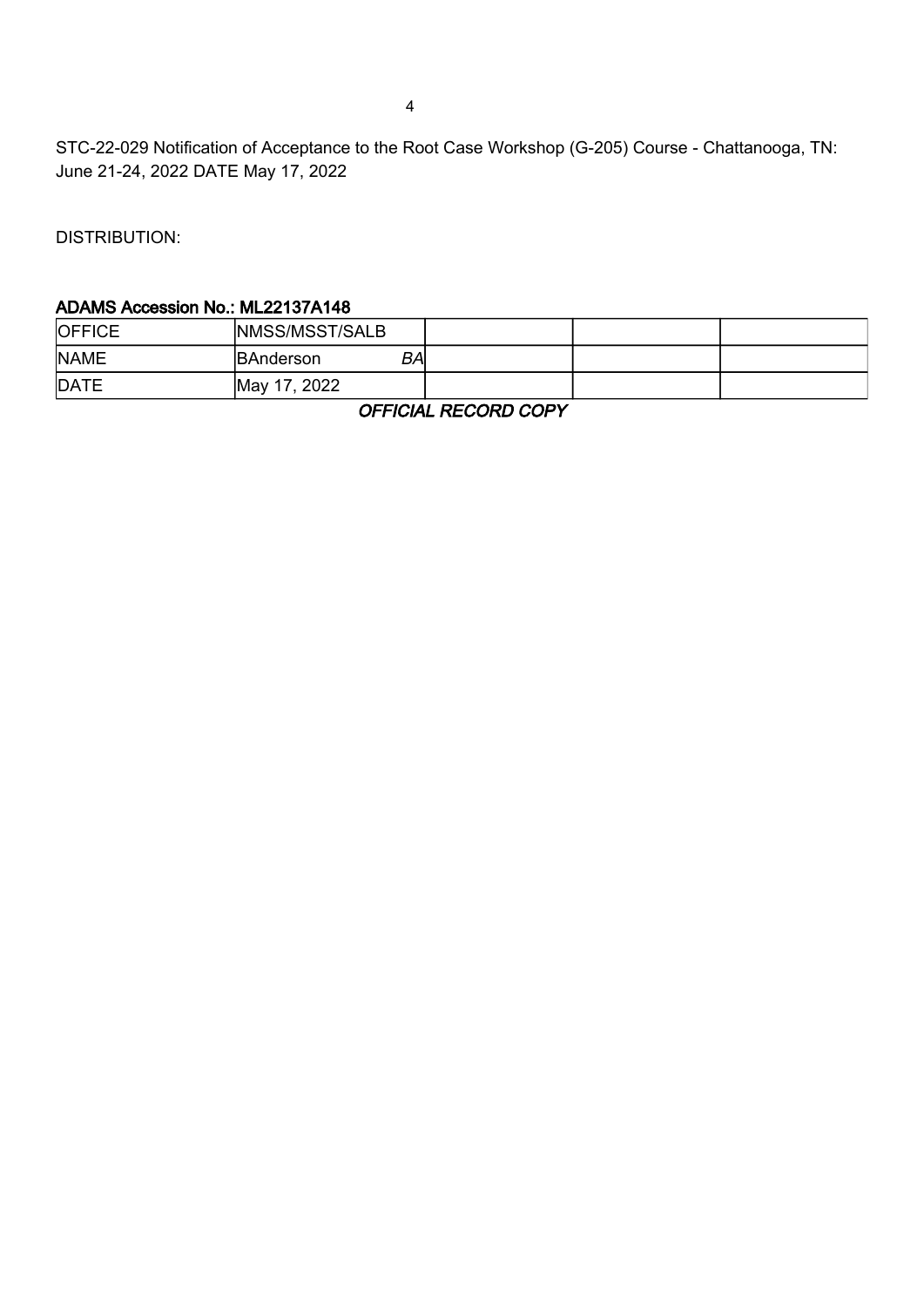STC-22-029 Notification of Acceptance to the Root Case Workshop (G-205) Course - Chattanooga, TN: June 21-24, 2022 DATE May 17, 2022

DISTRIBUTION:

**ADAMS Accession No.: ML22137A148**

| | | | | |
|---|---|---|---|---|
| OFFICE | NMSS/MSST/SALB | | | |
| NAME | BAnderson *BA* | | | |
| DATE | May 17, 2022 | | | |

***OFFICIAL RECORD COPY***